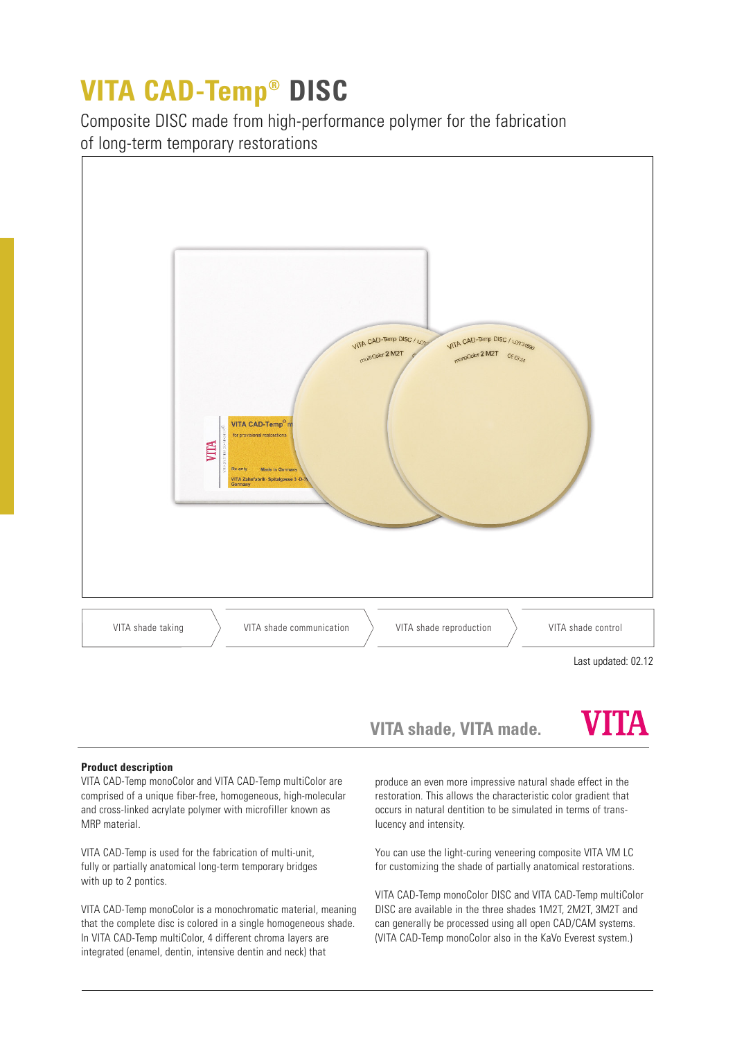# VITA CAD-Temp® DISC

Composite DISC made from high-performance polymer for the fabrication of long-term temporary restorations

VITA shade taking | VITA shade communication | VITA shade reproduction | VITA shade control

Last updated: 02.12

**VITA shade, VITA made.**

VITA

**Product description**

VITA CAD-Temp monoColor and VITA CAD-Temp multiColor are comprised of a unique fiber-free, homogeneous, high-molecular and cross-linked acrylate polymer with microfiller known as MRP material.

VITA CAD-Temp is used for the fabrication of multi-unit, fully or partially anatomical long-term temporary bridges with up to 2 pontics.

VITA CAD-Temp monoColor is a monochromatic material, meaning that the complete disc is colored in a single homogeneous shade. In VITA CAD-Temp multiColor, 4 different chroma layers are integrated (enamel, dentin, intensive dentin and neck) that produce an even more impressive natural shade effect in the restoration. This allows the characteristic color gradient that occurs in natural dentition to be simulated in terms of translucency and intensity.

You can use the light-curing veneering composite VITA VM LC for customizing the shade of partially anatomical restorations.

VITA CAD-Temp monoColor DISC and VITA CAD-Temp multiColor DISC are available in the three shades 1M2T, 2M2T, 3M2T and can generally be processed using all open CAD/CAM systems. (VITA CAD-Temp monoColor also in the KaVo Everest system.)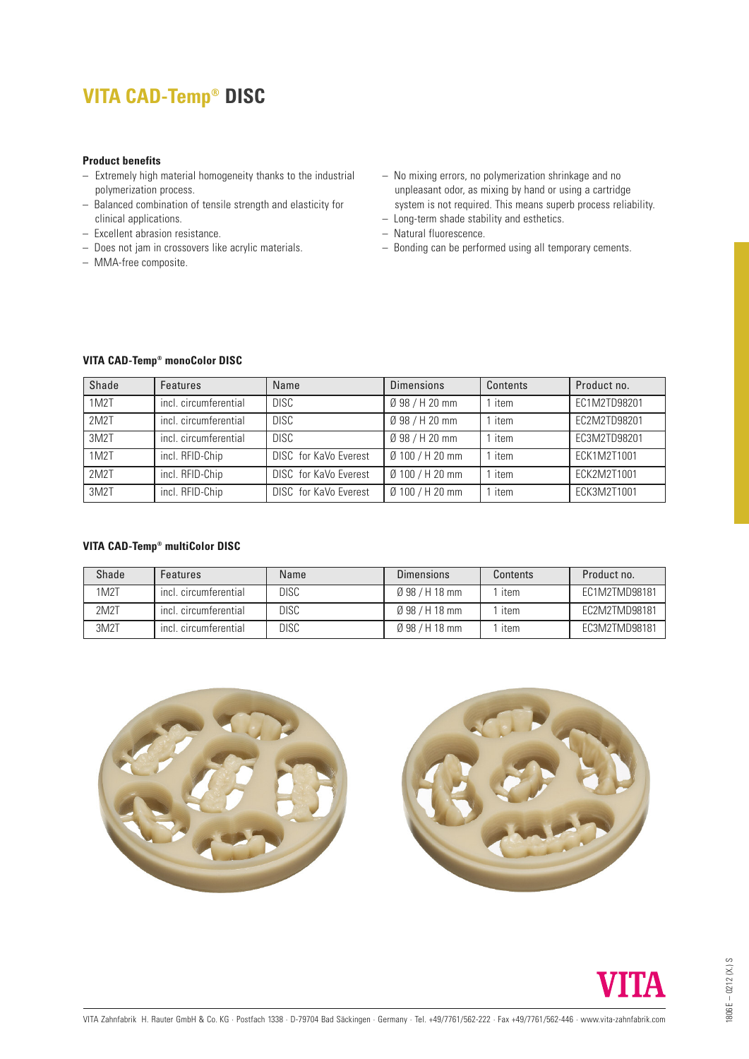# VITA CAD-Temp® DISC

**Product benefits**

- Extremely high material homogeneity thanks to the industrial polymerization process.
- Balanced combination of tensile strength and elasticity for clinical applications.
- Excellent abrasion resistance.
- Does not jam in crossovers like acrylic materials.
- MMA-free composite.
- No mixing errors, no polymerization shrinkage and no unpleasant odor, as mixing by hand or using a cartridge system is not required. This means superb process reliability.
- Long-term shade stability and esthetics.
- Natural fluorescence.
- Bonding can be performed using all temporary cements.

**VITA CAD-Temp® monoColor DISC**

| Shade | Features | Name | Dimensions | Contents | Product no. |
|---|---|---|---|---|---|
| 1M2T | incl. circumferential | DISC | Ø 98 / H 20 mm | 1 item | EC1M2TD98201 |
| 2M2T | incl. circumferential | DISC | Ø 98 / H 20 mm | 1 item | EC2M2TD98201 |
| 3M2T | incl. circumferential | DISC | Ø 98 / H 20 mm | 1 item | EC3M2TD98201 |
| 1M2T | incl. RFID-Chip | DISC for KaVo Everest | Ø 100 / H 20 mm | 1 item | ECK1M2T1001 |
| 2M2T | incl. RFID-Chip | DISC for KaVo Everest | Ø 100 / H 20 mm | 1 item | ECK2M2T1001 |
| 3M2T | incl. RFID-Chip | DISC for KaVo Everest | Ø 100 / H 20 mm | 1 item | ECK3M2T1001 |

**VITA CAD-Temp® multiColor DISC**

| Shade | Features | Name | Dimensions | Contents | Product no. |
|---|---|---|---|---|---|
| 1M2T | incl. circumferential | DISC | Ø 98 / H 18 mm | 1 item | EC1M2TMD98181 |
| 2M2T | incl. circumferential | DISC | Ø 98 / H 18 mm | 1 item | EC2M2TMD98181 |
| 3M2T | incl. circumferential | DISC | Ø 98 / H 18 mm | 1 item | EC3M2TMD98181 |

VITA

VITA Zahnfabrik H. Rauter GmbH & Co. KG · Postfach 1338 · D-79704 Bad Säckingen · Germany · Tel. +49/7761/562-222 · Fax +49/7761/562-446 · www.vita-zahnfabrik.com

1806E – 0212 (X.) S